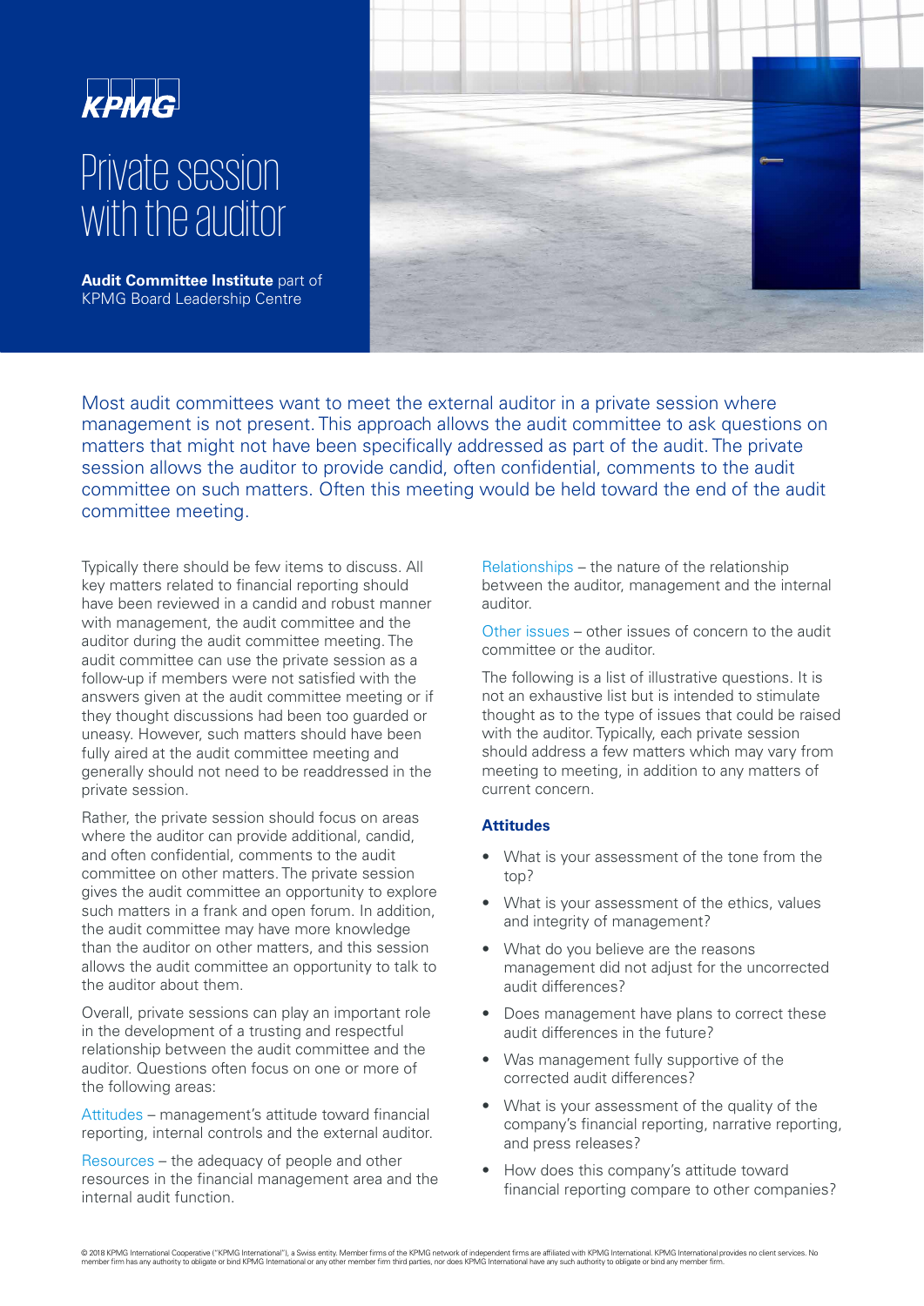KPMG

# Private session with the auditor

**Audit Committee Institute** part of KPMG Board Leadership Centre

Most audit committees want to meet the external auditor in a private session where management is not present. This approach allows the audit committee to ask questions on matters that might not have been specifically addressed as part of the audit. The private session allows the auditor to provide candid, often confidential, comments to the audit committee on such matters. Often this meeting would be held toward the end of the audit committee meeting.

Typically there should be few items to discuss. All key matters related to financial reporting should have been reviewed in a candid and robust manner with management, the audit committee and the auditor during the audit committee meeting. The audit committee can use the private session as a follow-up if members were not satisfied with the answers given at the audit committee meeting or if they thought discussions had been too guarded or uneasy. However, such matters should have been fully aired at the audit committee meeting and generally should not need to be readdressed in the private session.

Rather, the private session should focus on areas where the auditor can provide additional, candid, and often confidential, comments to the audit committee on other matters. The private session gives the audit committee an opportunity to explore such matters in a frank and open forum. In addition, the audit committee may have more knowledge than the auditor on other matters, and this session allows the audit committee an opportunity to talk to the auditor about them.

Overall, private sessions can play an important role in the development of a trusting and respectful relationship between the audit committee and the auditor. Questions often focus on one or more of the following areas:

Attitudes – management's attitude toward financial reporting, internal controls and the external auditor.

Resources – the adequacy of people and other resources in the financial management area and the internal audit function.

Relationships – the nature of the relationship between the auditor, management and the internal auditor.

Other issues – other issues of concern to the audit committee or the auditor.

The following is a list of illustrative questions. It is not an exhaustive list but is intended to stimulate thought as to the type of issues that could be raised with the auditor. Typically, each private session should address a few matters which may vary from meeting to meeting, in addition to any matters of current concern.

### Attitudes

- What is your assessment of the tone from the top?
- What is your assessment of the ethics, values and integrity of management?
- What do you believe are the reasons management did not adjust for the uncorrected audit differences?
- Does management have plans to correct these audit differences in the future?
- Was management fully supportive of the corrected audit differences?
- What is your assessment of the quality of the company's financial reporting, narrative reporting, and press releases?
- How does this company's attitude toward financial reporting compare to other companies?

© 2018 KPMG International Cooperative ("KPMG International"), a Swiss entity. Member firms of the KPMG network of independent firms are affiliated with KPMG International. KPMG International provides no client services. No member firm has any authority to obligate or bind KPMG International or any other member firm third parties, nor does KPMG International have any such authority to obligate or bind any member firm.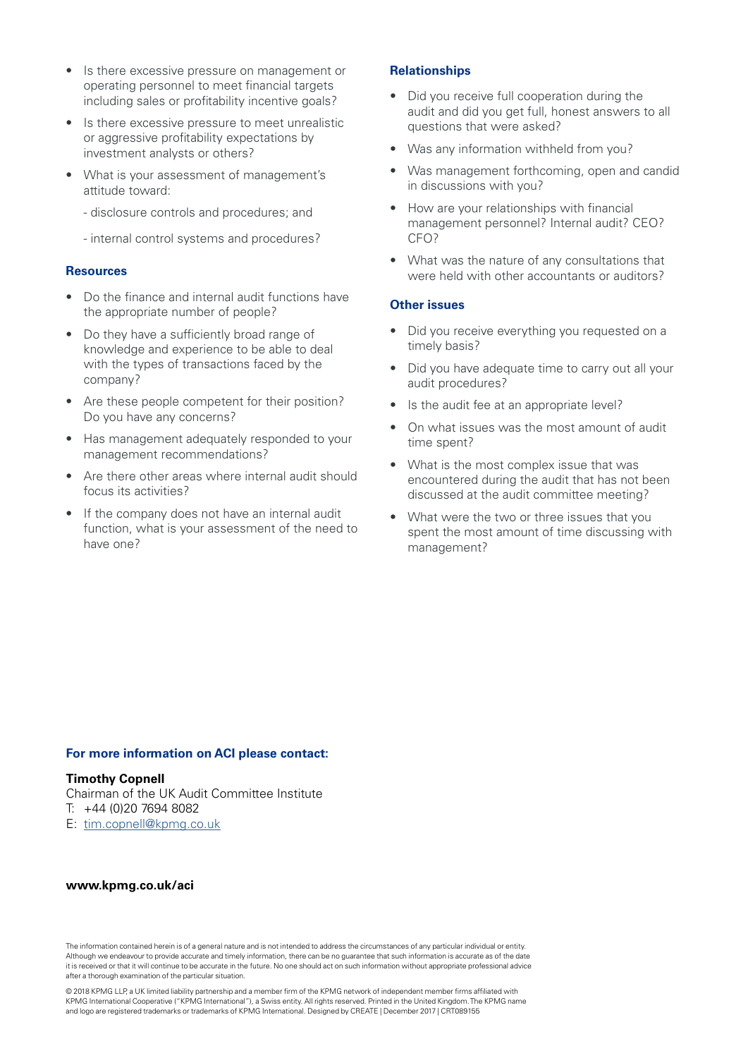- Is there excessive pressure on management or operating personnel to meet financial targets including sales or profitability incentive goals?
- Is there excessive pressure to meet unrealistic or aggressive profitability expectations by investment analysts or others?
- What is your assessment of management's attitude toward:

  - disclosure controls and procedures; and

  - internal control systems and procedures?

### Resources

- Do the finance and internal audit functions have the appropriate number of people?
- Do they have a sufficiently broad range of knowledge and experience to be able to deal with the types of transactions faced by the company?
- Are these people competent for their position? Do you have any concerns?
- Has management adequately responded to your management recommendations?
- Are there other areas where internal audit should focus its activities?
- If the company does not have an internal audit function, what is your assessment of the need to have one?

### Relationships

- Did you receive full cooperation during the audit and did you get full, honest answers to all questions that were asked?
- Was any information withheld from you?
- Was management forthcoming, open and candid in discussions with you?
- How are your relationships with financial management personnel? Internal audit? CEO? CFO?
- What was the nature of any consultations that were held with other accountants or auditors?

### Other issues

- Did you receive everything you requested on a timely basis?
- Did you have adequate time to carry out all your audit procedures?
- Is the audit fee at an appropriate level?
- On what issues was the most amount of audit time spent?
- What is the most complex issue that was encountered during the audit that has not been discussed at the audit committee meeting?
- What were the two or three issues that you spent the most amount of time discussing with management?

### For more information on ACI please contact:

**Timothy Copnell**
Chairman of the UK Audit Committee Institute
T: +44 (0)20 7694 8082
E: tim.copnell@kpmg.co.uk

**www.kpmg.co.uk/aci**

The information contained herein is of a general nature and is not intended to address the circumstances of any particular individual or entity. Although we endeavour to provide accurate and timely information, there can be no guarantee that such information is accurate as of the date it is received or that it will continue to be accurate in the future. No one should act on such information without appropriate professional advice after a thorough examination of the particular situation.

© 2018 KPMG LLP, a UK limited liability partnership and a member firm of the KPMG network of independent member firms affiliated with KPMG International Cooperative ("KPMG International"), a Swiss entity. All rights reserved. Printed in the United Kingdom. The KPMG name and logo are registered trademarks or trademarks of KPMG International. Designed by CREATE | December 2017 | CRT089155